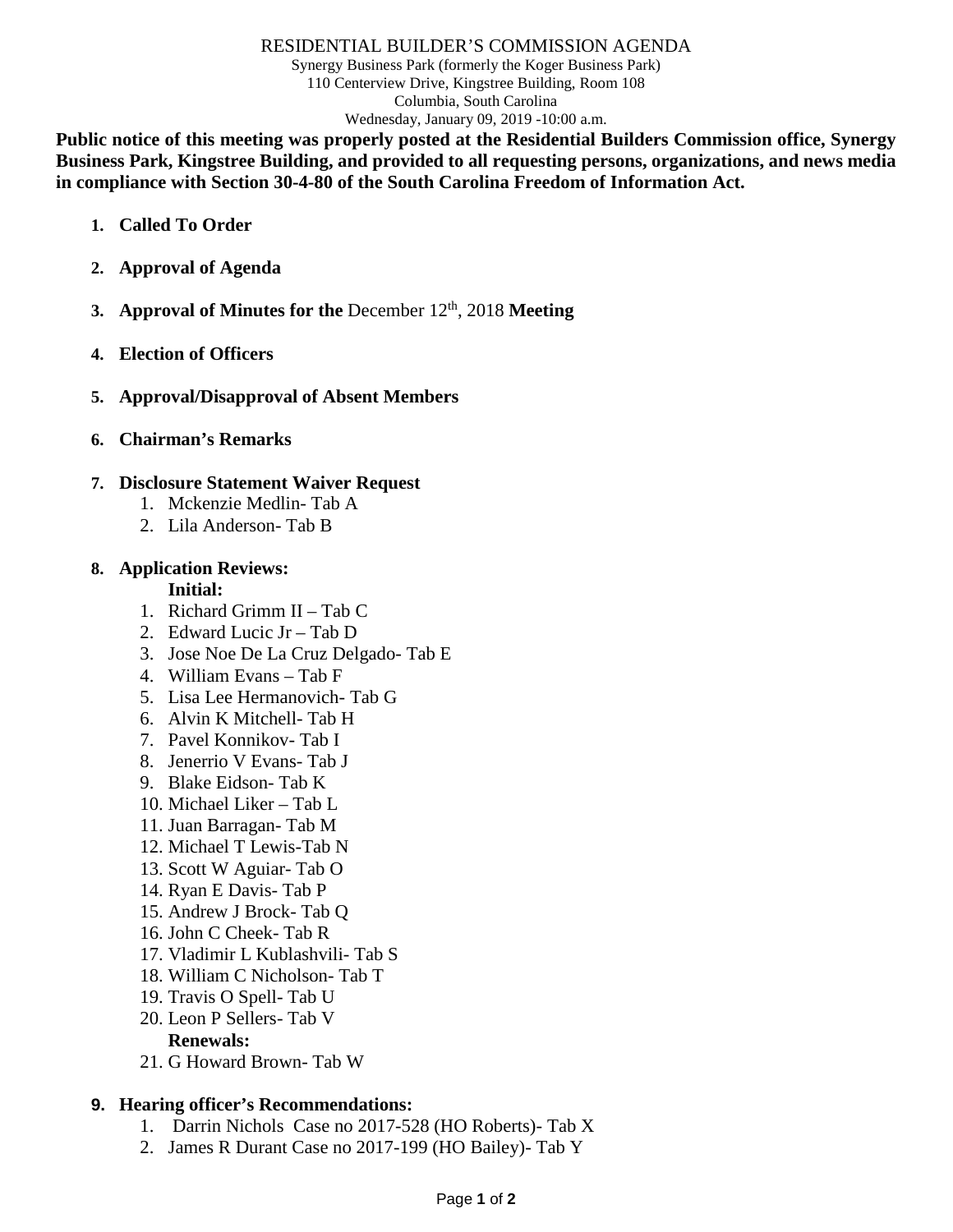RESIDENTIAL BUILDER'S COMMISSION AGENDA

Synergy Business Park (formerly the Koger Business Park)
110 Centerview Drive, Kingstree Building, Room 108
Columbia, South Carolina
Wednesday, January 09, 2019 -10:00 a.m.

**Public notice of this meeting was properly posted at the Residential Builders Commission office, Synergy Business Park, Kingstree Building, and provided to all requesting persons, organizations, and news media in compliance with Section 30-4-80 of the South Carolina Freedom of Information Act.**

1. **Called To Order**

2. **Approval of Agenda**

3. **Approval of Minutes for the** December 12th, 2018 **Meeting**

4. **Election of Officers**

5. **Approval/Disapproval of Absent Members**

6. **Chairman's Remarks**

7. **Disclosure Statement Waiver Request**
   1. Mckenzie Medlin- Tab A
   2. Lila Anderson- Tab B

8. **Application Reviews:**

   **Initial:**
   1. Richard Grimm II – Tab C
   2. Edward Lucic Jr – Tab D
   3. Jose Noe De La Cruz Delgado- Tab E
   4. William Evans – Tab F
   5. Lisa Lee Hermanovich- Tab G
   6. Alvin K Mitchell- Tab H
   7. Pavel Konnikov- Tab I
   8. Jenerrio V Evans- Tab J
   9. Blake Eidson- Tab K
   10. Michael Liker – Tab L
   11. Juan Barragan- Tab M
   12. Michael T Lewis-Tab N
   13. Scott W Aguiar- Tab O
   14. Ryan E Davis- Tab P
   15. Andrew J Brock- Tab Q
   16. John C Cheek- Tab R
   17. Vladimir L Kublashvili- Tab S
   18. William C Nicholson- Tab T
   19. Travis O Spell- Tab U
   20. Leon P Sellers- Tab V

   **Renewals:**

   21. G Howard Brown- Tab W

9. **Hearing officer's Recommendations:**
   1. Darrin Nichols Case no 2017-528 (HO Roberts)- Tab X
   2. James R Durant Case no 2017-199 (HO Bailey)- Tab Y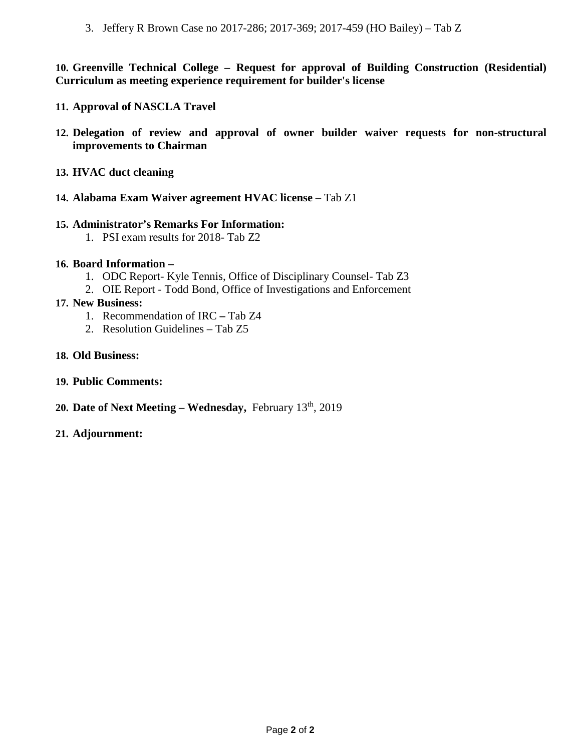3. Jeffery R Brown Case no 2017-286; 2017-369; 2017-459 (HO Bailey) – Tab Z

**10. Greenville Technical College – Request for approval of Building Construction (Residential) Curriculum as meeting experience requirement for builder's license**

**11. Approval of NASCLA Travel**

**12. Delegation of review and approval of owner builder waiver requests for non-structural improvements to Chairman**

**13. HVAC duct cleaning**

**14. Alabama Exam Waiver agreement HVAC license** – Tab Z1

**15. Administrator's Remarks For Information:**

1. PSI exam results for 2018- Tab Z2

**16. Board Information –**

1. ODC Report- Kyle Tennis, Office of Disciplinary Counsel- Tab Z3
2. OIE Report - Todd Bond, Office of Investigations and Enforcement

**17. New Business:**

1. Recommendation of IRC **–** Tab Z4
2. Resolution Guidelines – Tab Z5

**18. Old Business:**

**19. Public Comments:**

**20. Date of Next Meeting – Wednesday,** February 13th, 2019

**21. Adjournment:**